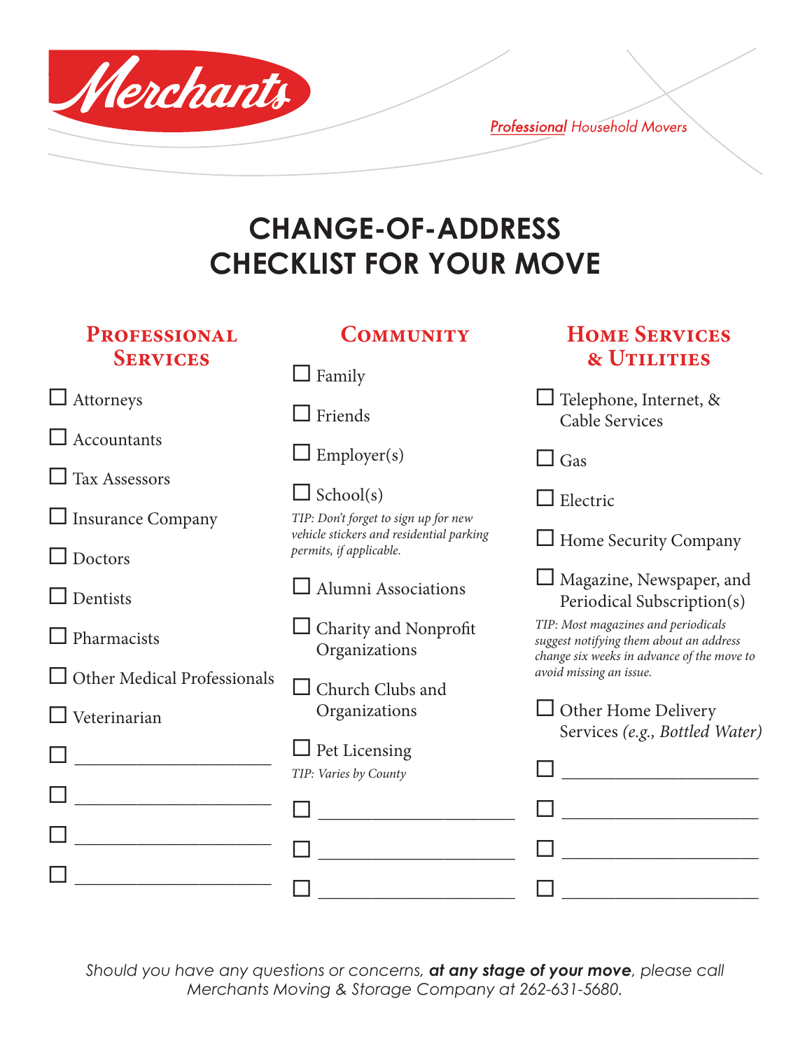Merchants

*Professional Household Movers*

# CHANGE-OF-ADDRESS CHECKLIST FOR YOUR MOVE

## Professional Services

- ☐ Attorneys
- ☐ Accountants
- ☐ Tax Assessors
- ☐ Insurance Company
- ☐ Doctors
- ☐ Dentists
- ☐ Pharmacists
- ☐ Other Medical Professionals
- ☐ Veterinarian
- ☐ ____________________
- ☐ ____________________
- ☐ ____________________
- ☐ ____________________

## Community

- ☐ Family
- ☐ Friends
- ☐ Employer(s)
- ☐ School(s)

*TIP: Don't forget to sign up for new vehicle stickers and residential parking permits, if applicable.*

- ☐ Alumni Associations
- ☐ Charity and Nonprofit Organizations
- ☐ Church Clubs and Organizations
- ☐ Pet Licensing

*TIP: Varies by County*

- ☐ ____________________
- ☐ ____________________
- ☐ ____________________

## Home Services & Utilities

- ☐ Telephone, Internet, & Cable Services
- ☐ Gas
- ☐ Electric
- ☐ Home Security Company
- ☐ Magazine, Newspaper, and Periodical Subscription(s)

*TIP: Most magazines and periodicals suggest notifying them about an address change six weeks in advance of the move to avoid missing an issue.*

- ☐ Other Home Delivery Services *(e.g., Bottled Water)*
- ☐ ____________________
- ☐ ____________________
- ☐ ____________________
- ☐ ____________________

*Should you have any questions or concerns, **at any stage of your move**, please call Merchants Moving & Storage Company at 262-631-5680.*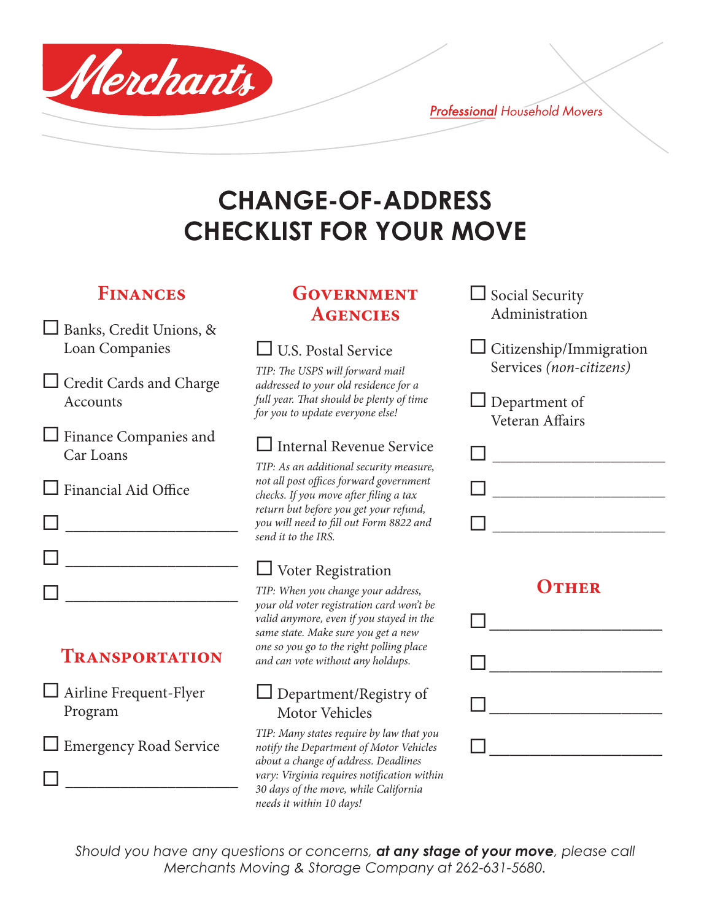Merchants

*Professional Household Movers*

# CHANGE-OF-ADDRESS CHECKLIST FOR YOUR MOVE

## Finances

- ☐ Banks, Credit Unions, & Loan Companies
- ☐ Credit Cards and Charge Accounts
- ☐ Finance Companies and Car Loans
- ☐ Financial Aid Office
- ☐ ____________________
- ☐ ____________________
- ☐ ____________________

## Transportation

- ☐ Airline Frequent-Flyer Program
- ☐ Emergency Road Service
- ☐ ____________________

## Government Agencies

- ☐ U.S. Postal Service

*TIP: The USPS will forward mail addressed to your old residence for a full year. That should be plenty of time for you to update everyone else!*

- ☐ Internal Revenue Service

*TIP: As an additional security measure, not all post offices forward government checks. If you move after filing a tax return but before you get your refund, you will need to fill out Form 8822 and send it to the IRS.*

- ☐ Voter Registration

*TIP: When you change your address, your old voter registration card won't be valid anymore, even if you stayed in the same state. Make sure you get a new one so you go to the right polling place and can vote without any holdups.*

- ☐ Department/Registry of Motor Vehicles

*TIP: Many states require by law that you notify the Department of Motor Vehicles about a change of address. Deadlines vary: Virginia requires notification within 30 days of the move, while California needs it within 10 days!*

- ☐ Social Security Administration
- ☐ Citizenship/Immigration Services *(non-citizens)*
- ☐ Department of Veteran Affairs
- ☐ ____________________
- ☐ ____________________
- ☐ ____________________

## Other

- ☐ ____________________
- ☐ ____________________
- ☐ ____________________
- ☐ ____________________

*Should you have any questions or concerns, **at any stage of your move**, please call Merchants Moving & Storage Company at 262-631-5680.*